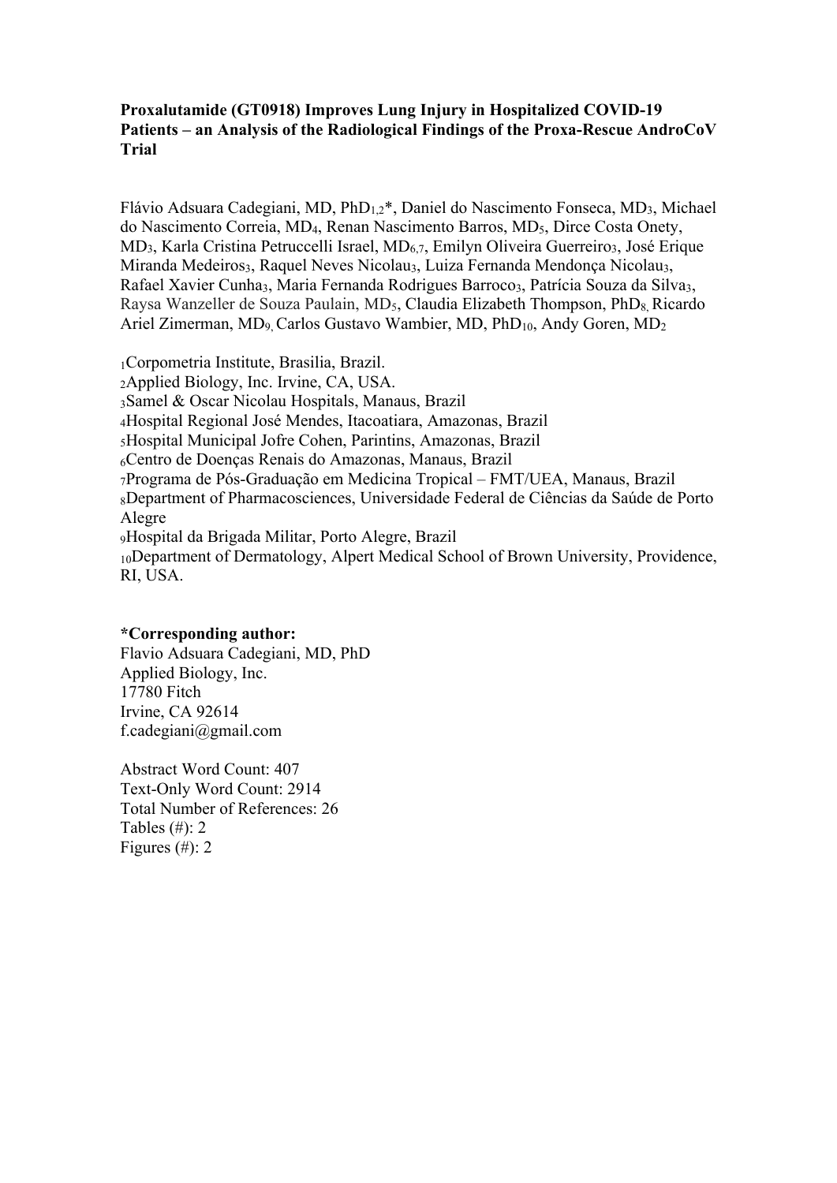**Proxalutamide (GT0918) Improves Lung Injury in Hospitalized COVID-19 Patients – an Analysis of the Radiological Findings of the Proxa-Rescue AndroCoV Trial**

Flávio Adsuara Cadegiani, MD, PhD[1,2]*, Daniel do Nascimento Fonseca, MD[3], Michael do Nascimento Correia, MD[4], Renan Nascimento Barros, MD[5], Dirce Costa Onety, MD[3], Karla Cristina Petruccelli Israel, MD[6,7], Emilyn Oliveira Guerreiro[3], José Erique Miranda Medeiros[3], Raquel Neves Nicolau[3], Luiza Fernanda Mendonça Nicolau[3], Rafael Xavier Cunha[3], Maria Fernanda Rodrigues Barroco[3], Patrícia Souza da Silva[3], Raysa Wanzeller de Souza Paulain, MD[5], Claudia Elizabeth Thompson, PhD[8], Ricardo Ariel Zimerman, MD[9], Carlos Gustavo Wambier, MD, PhD[10], Andy Goren, MD[2]

[1]Corpometria Institute, Brasilia, Brazil.
[2]Applied Biology, Inc. Irvine, CA, USA.
[3]Samel & Oscar Nicolau Hospitals, Manaus, Brazil
[4]Hospital Regional José Mendes, Itacoatiara, Amazonas, Brazil
[5]Hospital Municipal Jofre Cohen, Parintins, Amazonas, Brazil
[6]Centro de Doenças Renais do Amazonas, Manaus, Brazil
[7]Programa de Pós-Graduação em Medicina Tropical – FMT/UEA, Manaus, Brazil
[8]Department of Pharmacosciences, Universidade Federal de Ciências da Saúde de Porto Alegre
[9]Hospital da Brigada Militar, Porto Alegre, Brazil
[10]Department of Dermatology, Alpert Medical School of Brown University, Providence, RI, USA.

**\*Corresponding author:**
Flavio Adsuara Cadegiani, MD, PhD
Applied Biology, Inc.
17780 Fitch
Irvine, CA 92614
f.cadegiani@gmail.com

Abstract Word Count: 407
Text-Only Word Count: 2914
Total Number of References: 26
Tables (#): 2
Figures (#): 2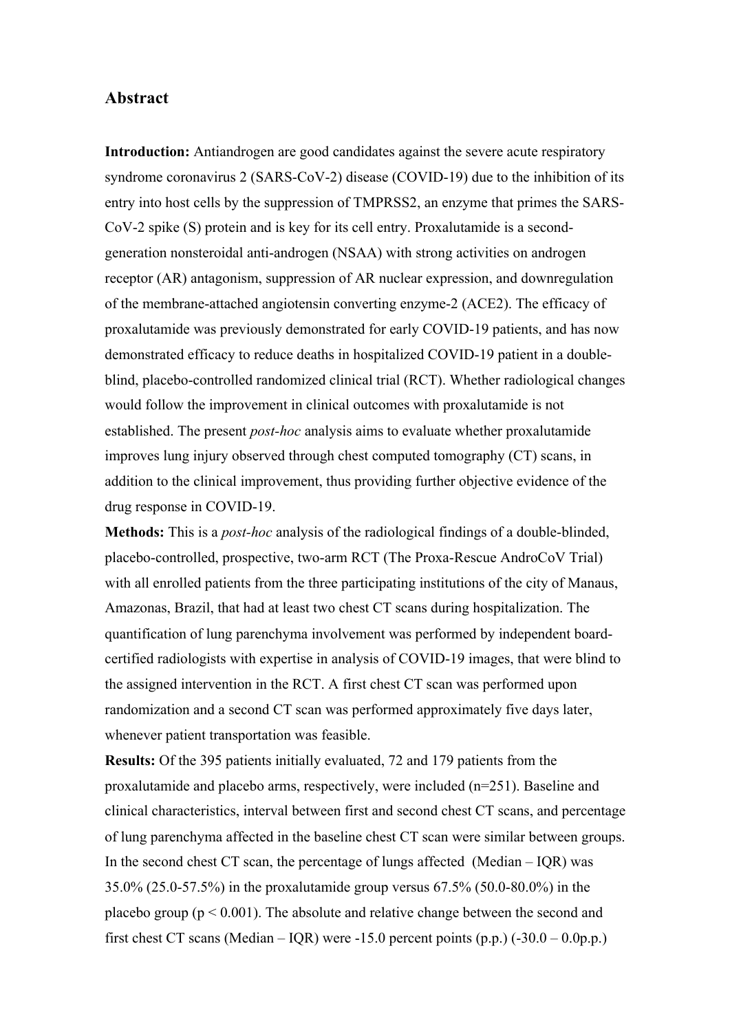## Abstract

**Introduction:** Antiandrogen are good candidates against the severe acute respiratory syndrome coronavirus 2 (SARS-CoV-2) disease (COVID-19) due to the inhibition of its entry into host cells by the suppression of TMPRSS2, an enzyme that primes the SARS-CoV-2 spike (S) protein and is key for its cell entry. Proxalutamide is a second-generation nonsteroidal anti-androgen (NSAA) with strong activities on androgen receptor (AR) antagonism, suppression of AR nuclear expression, and downregulation of the membrane-attached angiotensin converting enzyme-2 (ACE2). The efficacy of proxalutamide was previously demonstrated for early COVID-19 patients, and has now demonstrated efficacy to reduce deaths in hospitalized COVID-19 patient in a double-blind, placebo-controlled randomized clinical trial (RCT). Whether radiological changes would follow the improvement in clinical outcomes with proxalutamide is not established. The present *post-hoc* analysis aims to evaluate whether proxalutamide improves lung injury observed through chest computed tomography (CT) scans, in addition to the clinical improvement, thus providing further objective evidence of the drug response in COVID-19.

**Methods:** This is a *post-hoc* analysis of the radiological findings of a double-blinded, placebo-controlled, prospective, two-arm RCT (The Proxa-Rescue AndroCoV Trial) with all enrolled patients from the three participating institutions of the city of Manaus, Amazonas, Brazil, that had at least two chest CT scans during hospitalization. The quantification of lung parenchyma involvement was performed by independent board-certified radiologists with expertise in analysis of COVID-19 images, that were blind to the assigned intervention in the RCT. A first chest CT scan was performed upon randomization and a second CT scan was performed approximately five days later, whenever patient transportation was feasible.

**Results:** Of the 395 patients initially evaluated, 72 and 179 patients from the proxalutamide and placebo arms, respectively, were included (n=251). Baseline and clinical characteristics, interval between first and second chest CT scans, and percentage of lung parenchyma affected in the baseline chest CT scan were similar between groups. In the second chest CT scan, the percentage of lungs affected (Median – IQR) was 35.0% (25.0-57.5%) in the proxalutamide group versus 67.5% (50.0-80.0%) in the placebo group ($p < 0.001$). The absolute and relative change between the second and first chest CT scans (Median – IQR) were -15.0 percent points (p.p.) (-30.0 – 0.0p.p.)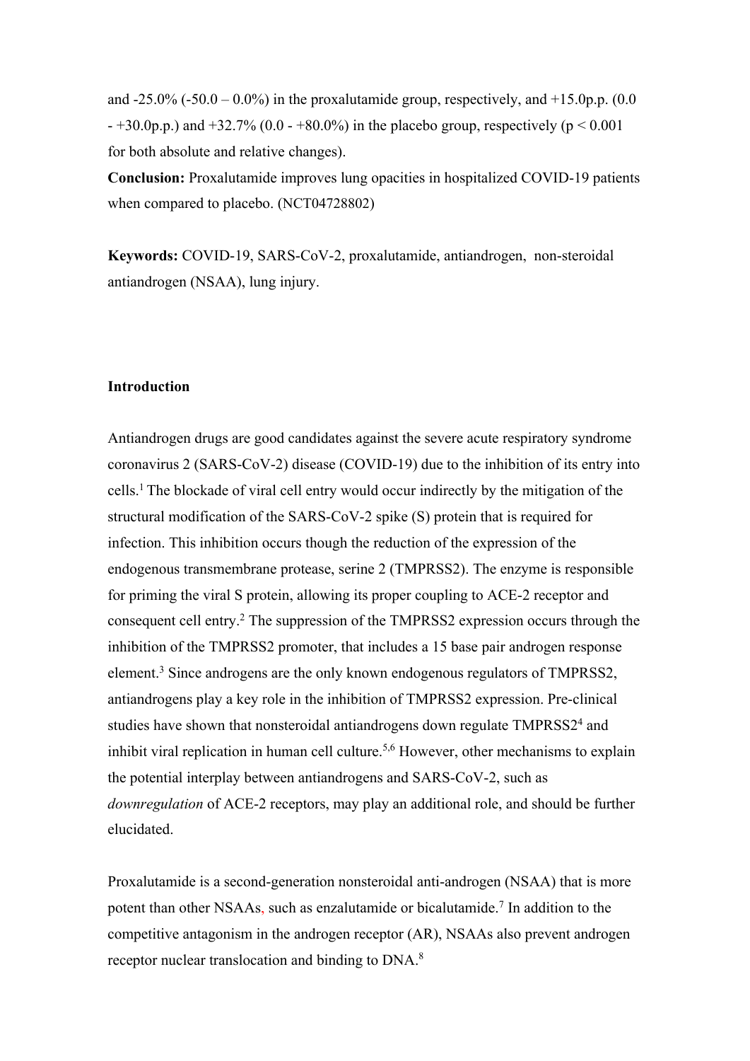and -25.0% (-50.0 – 0.0%) in the proxalutamide group, respectively, and +15.0p.p. (0.0 - +30.0p.p.) and +32.7% (0.0 - +80.0%) in the placebo group, respectively ($p < 0.001$ for both absolute and relative changes).

**Conclusion:** Proxalutamide improves lung opacities in hospitalized COVID-19 patients when compared to placebo. (NCT04728802)

**Keywords:** COVID-19, SARS-CoV-2, proxalutamide, antiandrogen, non-steroidal antiandrogen (NSAA), lung injury.

## Introduction

Antiandrogen drugs are good candidates against the severe acute respiratory syndrome coronavirus 2 (SARS-CoV-2) disease (COVID-19) due to the inhibition of its entry into cells.[1] The blockade of viral cell entry would occur indirectly by the mitigation of the structural modification of the SARS-CoV-2 spike (S) protein that is required for infection. This inhibition occurs though the reduction of the expression of the endogenous transmembrane protease, serine 2 (TMPRSS2). The enzyme is responsible for priming the viral S protein, allowing its proper coupling to ACE-2 receptor and consequent cell entry.[2] The suppression of the TMPRSS2 expression occurs through the inhibition of the TMPRSS2 promoter, that includes a 15 base pair androgen response element.[3] Since androgens are the only known endogenous regulators of TMPRSS2, antiandrogens play a key role in the inhibition of TMPRSS2 expression. Pre-clinical studies have shown that nonsteroidal antiandrogens down regulate TMPRSS2[4] and inhibit viral replication in human cell culture.[5,6] However, other mechanisms to explain the potential interplay between antiandrogens and SARS-CoV-2, such as *downregulation* of ACE-2 receptors, may play an additional role, and should be further elucidated.

Proxalutamide is a second-generation nonsteroidal anti-androgen (NSAA) that is more potent than other NSAAs, such as enzalutamide or bicalutamide.[7] In addition to the competitive antagonism in the androgen receptor (AR), NSAAs also prevent androgen receptor nuclear translocation and binding to DNA.[8]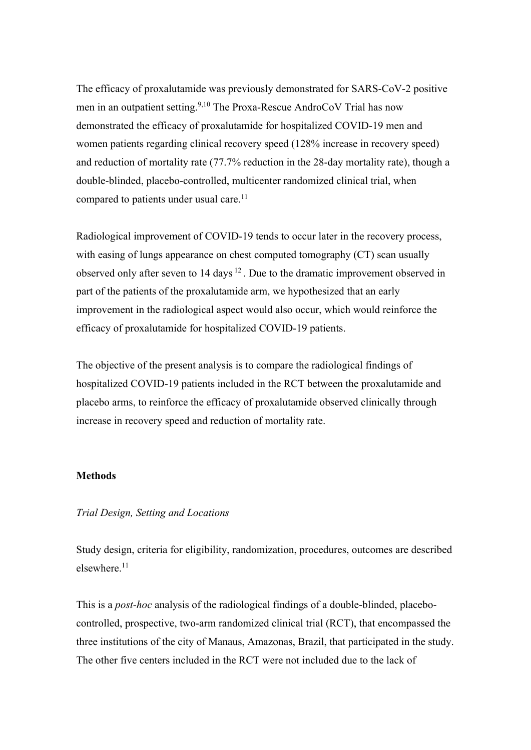The efficacy of proxalutamide was previously demonstrated for SARS-CoV-2 positive men in an outpatient setting.[9,10] The Proxa-Rescue AndroCoV Trial has now demonstrated the efficacy of proxalutamide for hospitalized COVID-19 men and women patients regarding clinical recovery speed (128% increase in recovery speed) and reduction of mortality rate (77.7% reduction in the 28-day mortality rate), though a double-blinded, placebo-controlled, multicenter randomized clinical trial, when compared to patients under usual care.[11]

Radiological improvement of COVID-19 tends to occur later in the recovery process, with easing of lungs appearance on chest computed tomography (CT) scan usually observed only after seven to 14 days [12] . Due to the dramatic improvement observed in part of the patients of the proxalutamide arm, we hypothesized that an early improvement in the radiological aspect would also occur, which would reinforce the efficacy of proxalutamide for hospitalized COVID-19 patients.

The objective of the present analysis is to compare the radiological findings of hospitalized COVID-19 patients included in the RCT between the proxalutamide and placebo arms, to reinforce the efficacy of proxalutamide observed clinically through increase in recovery speed and reduction of mortality rate.

## Methods

### *Trial Design, Setting and Locations*

Study design, criteria for eligibility, randomization, procedures, outcomes are described elsewhere.[11]

This is a *post-hoc* analysis of the radiological findings of a double-blinded, placebo-controlled, prospective, two-arm randomized clinical trial (RCT), that encompassed the three institutions of the city of Manaus, Amazonas, Brazil, that participated in the study. The other five centers included in the RCT were not included due to the lack of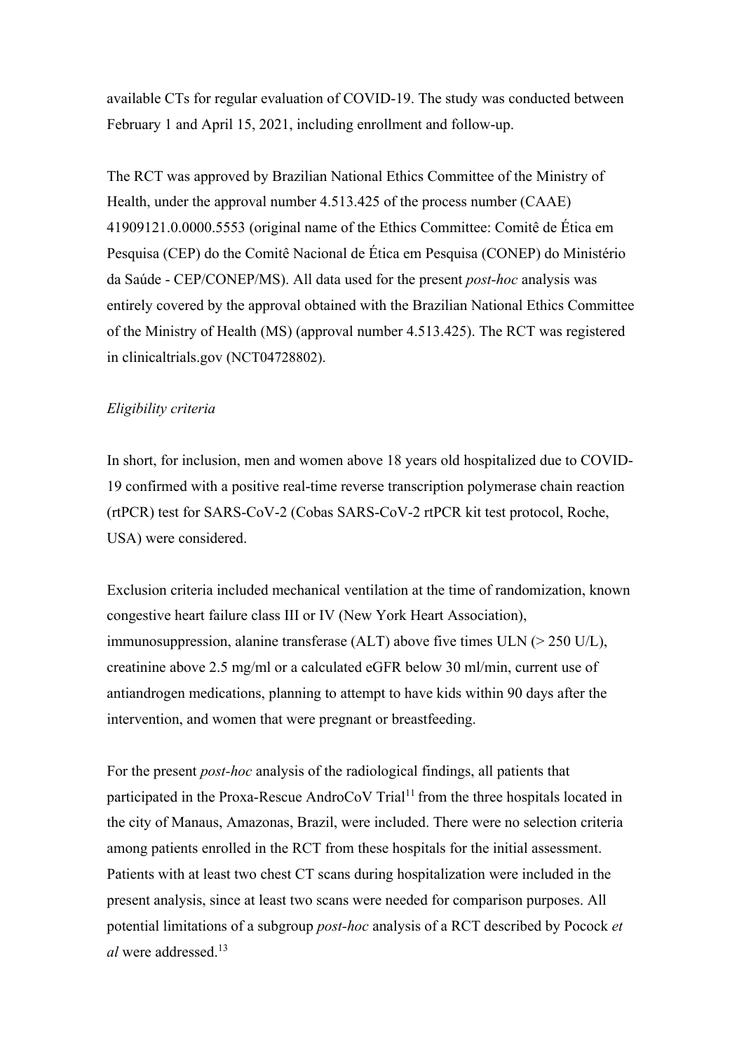available CTs for regular evaluation of COVID-19. The study was conducted between February 1 and April 15, 2021, including enrollment and follow-up.

The RCT was approved by Brazilian National Ethics Committee of the Ministry of Health, under the approval number 4.513.425 of the process number (CAAE) 41909121.0.0000.5553 (original name of the Ethics Committee: Comitê de Ética em Pesquisa (CEP) do the Comitê Nacional de Ética em Pesquisa (CONEP) do Ministério da Saúde - CEP/CONEP/MS). All data used for the present *post-hoc* analysis was entirely covered by the approval obtained with the Brazilian National Ethics Committee of the Ministry of Health (MS) (approval number 4.513.425). The RCT was registered in clinicaltrials.gov (NCT04728802).

*Eligibility criteria*

In short, for inclusion, men and women above 18 years old hospitalized due to COVID-19 confirmed with a positive real-time reverse transcription polymerase chain reaction (rtPCR) test for SARS-CoV-2 (Cobas SARS-CoV-2 rtPCR kit test protocol, Roche, USA) were considered.

Exclusion criteria included mechanical ventilation at the time of randomization, known congestive heart failure class III or IV (New York Heart Association), immunosuppression, alanine transferase (ALT) above five times ULN (> 250 U/L), creatinine above 2.5 mg/ml or a calculated eGFR below 30 ml/min, current use of antiandrogen medications, planning to attempt to have kids within 90 days after the intervention, and women that were pregnant or breastfeeding.

For the present *post-hoc* analysis of the radiological findings, all patients that participated in the Proxa-Rescue AndroCoV Trial[11] from the three hospitals located in the city of Manaus, Amazonas, Brazil, were included. There were no selection criteria among patients enrolled in the RCT from these hospitals for the initial assessment. Patients with at least two chest CT scans during hospitalization were included in the present analysis, since at least two scans were needed for comparison purposes. All potential limitations of a subgroup *post-hoc* analysis of a RCT described by Pocock *et al* were addressed.[13]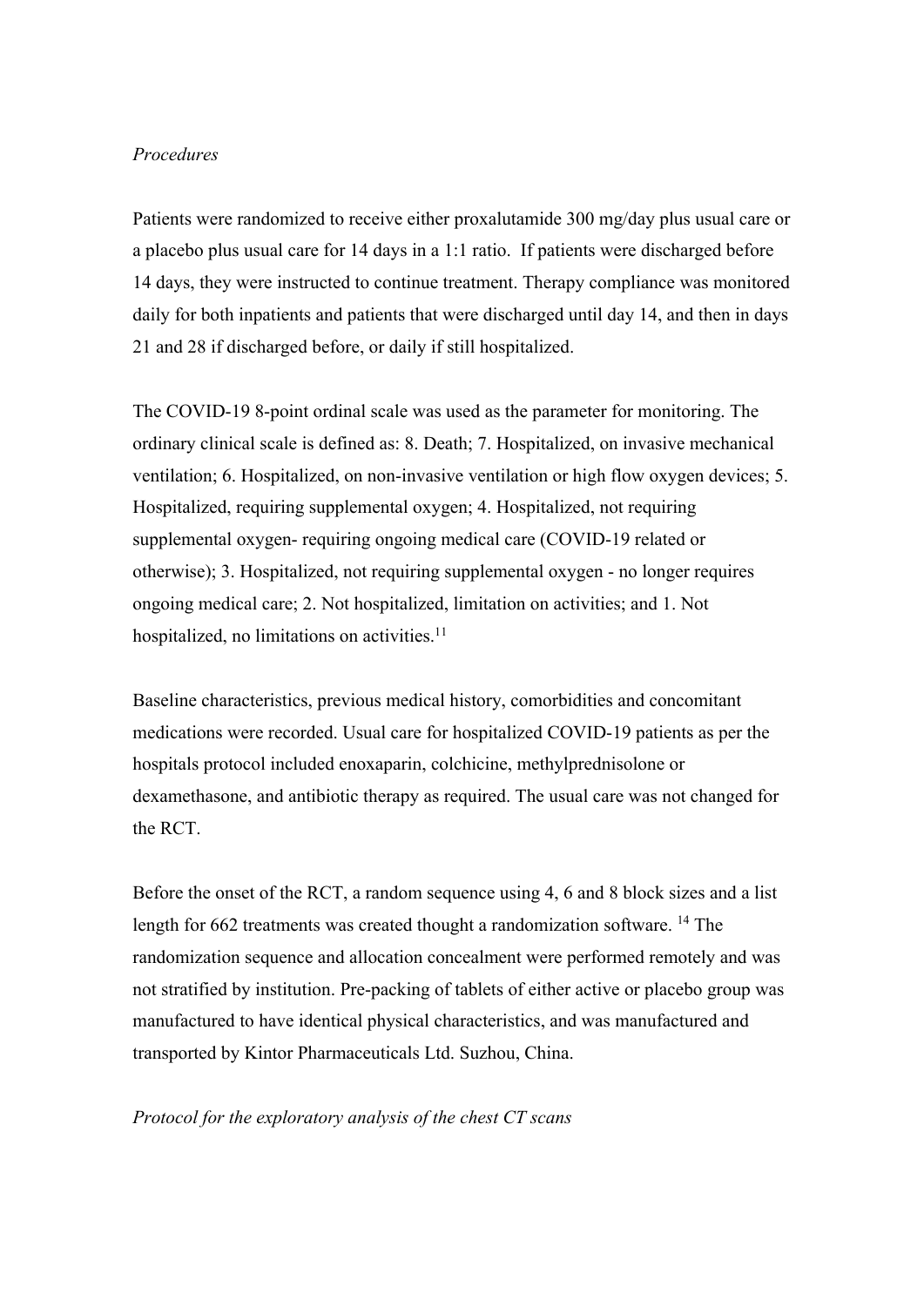*Procedures*

Patients were randomized to receive either proxalutamide 300 mg/day plus usual care or a placebo plus usual care for 14 days in a 1:1 ratio. If patients were discharged before 14 days, they were instructed to continue treatment. Therapy compliance was monitored daily for both inpatients and patients that were discharged until day 14, and then in days 21 and 28 if discharged before, or daily if still hospitalized.

The COVID-19 8-point ordinal scale was used as the parameter for monitoring. The ordinary clinical scale is defined as: 8. Death; 7. Hospitalized, on invasive mechanical ventilation; 6. Hospitalized, on non-invasive ventilation or high flow oxygen devices; 5. Hospitalized, requiring supplemental oxygen; 4. Hospitalized, not requiring supplemental oxygen- requiring ongoing medical care (COVID-19 related or otherwise); 3. Hospitalized, not requiring supplemental oxygen - no longer requires ongoing medical care; 2. Not hospitalized, limitation on activities; and 1. Not hospitalized, no limitations on activities.[11]

Baseline characteristics, previous medical history, comorbidities and concomitant medications were recorded. Usual care for hospitalized COVID-19 patients as per the hospitals protocol included enoxaparin, colchicine, methylprednisolone or dexamethasone, and antibiotic therapy as required. The usual care was not changed for the RCT.

Before the onset of the RCT, a random sequence using 4, 6 and 8 block sizes and a list length for 662 treatments was created thought a randomization software. [14] The randomization sequence and allocation concealment were performed remotely and was not stratified by institution. Pre-packing of tablets of either active or placebo group was manufactured to have identical physical characteristics, and was manufactured and transported by Kintor Pharmaceuticals Ltd. Suzhou, China.

*Protocol for the exploratory analysis of the chest CT scans*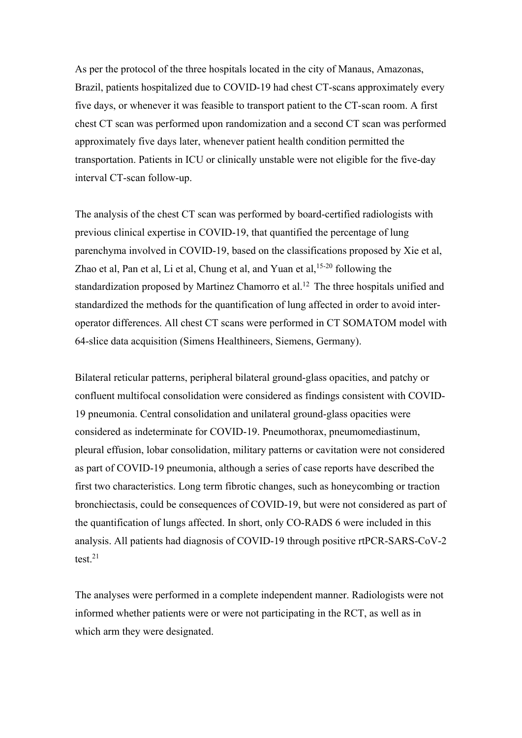As per the protocol of the three hospitals located in the city of Manaus, Amazonas, Brazil, patients hospitalized due to COVID-19 had chest CT-scans approximately every five days, or whenever it was feasible to transport patient to the CT-scan room. A first chest CT scan was performed upon randomization and a second CT scan was performed approximately five days later, whenever patient health condition permitted the transportation. Patients in ICU or clinically unstable were not eligible for the five-day interval CT-scan follow-up.

The analysis of the chest CT scan was performed by board-certified radiologists with previous clinical expertise in COVID-19, that quantified the percentage of lung parenchyma involved in COVID-19, based on the classifications proposed by Xie et al, Zhao et al, Pan et al, Li et al, Chung et al, and Yuan et al,[15-20] following the standardization proposed by Martinez Chamorro et al.[12] The three hospitals unified and standardized the methods for the quantification of lung affected in order to avoid inter-operator differences. All chest CT scans were performed in CT SOMATOM model with 64-slice data acquisition (Simens Healthineers, Siemens, Germany).

Bilateral reticular patterns, peripheral bilateral ground-glass opacities, and patchy or confluent multifocal consolidation were considered as findings consistent with COVID-19 pneumonia. Central consolidation and unilateral ground-glass opacities were considered as indeterminate for COVID-19. Pneumothorax, pneumomediastinum, pleural effusion, lobar consolidation, military patterns or cavitation were not considered as part of COVID-19 pneumonia, although a series of case reports have described the first two characteristics. Long term fibrotic changes, such as honeycombing or traction bronchiectasis, could be consequences of COVID-19, but were not considered as part of the quantification of lungs affected. In short, only CO-RADS 6 were included in this analysis. All patients had diagnosis of COVID-19 through positive rtPCR-SARS-CoV-2 test.[21]

The analyses were performed in a complete independent manner. Radiologists were not informed whether patients were or were not participating in the RCT, as well as in which arm they were designated.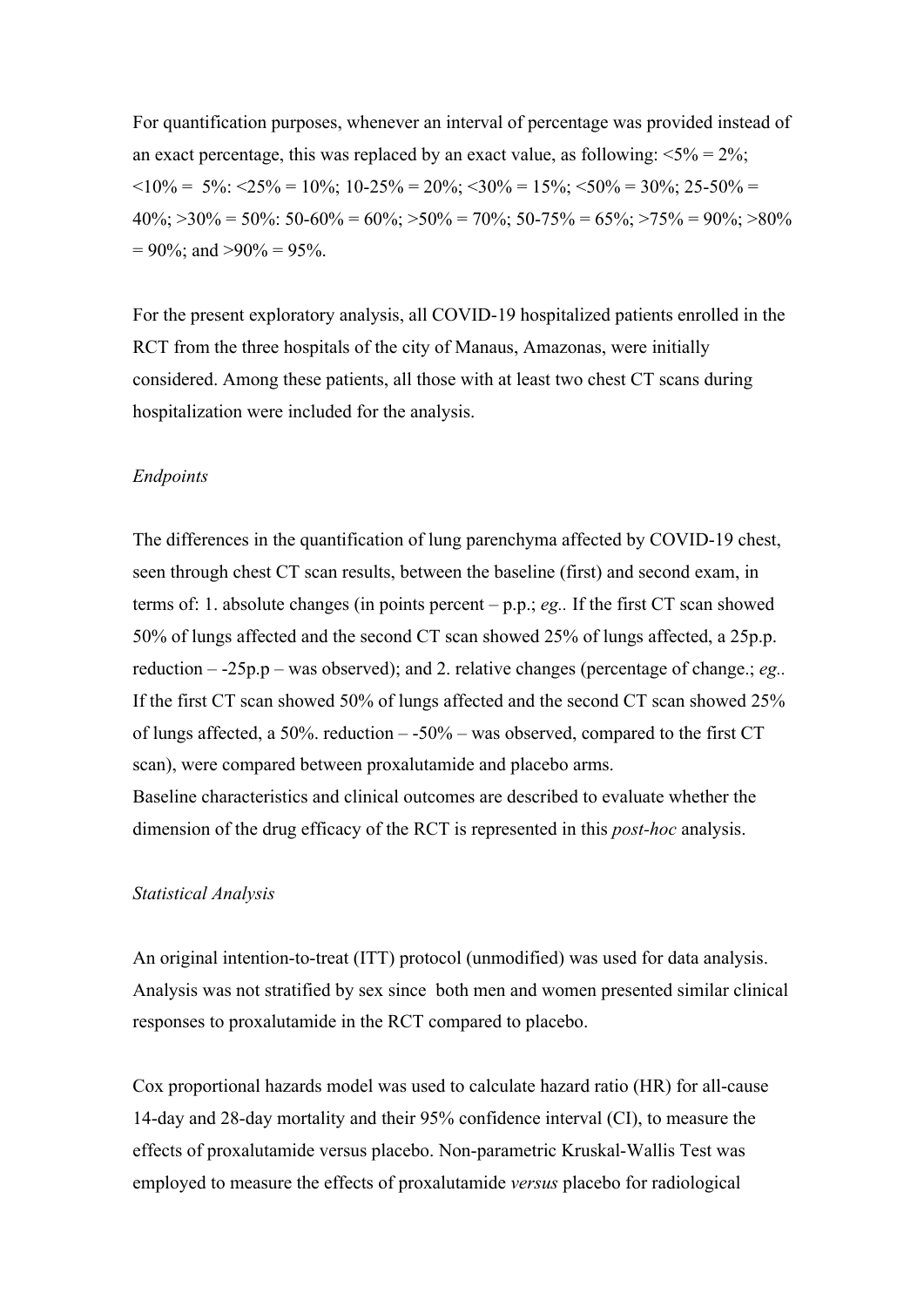For quantification purposes, whenever an interval of percentage was provided instead of an exact percentage, this was replaced by an exact value, as following: <5% = 2%; <10% = 5%: <25% = 10%; 10-25% = 20%; <30% = 15%; <50% = 30%; 25-50% = 40%; >30% = 50%: 50-60% = 60%; >50% = 70%; 50-75% = 65%; >75% = 90%; >80% = 90%; and >90% = 95%.

For the present exploratory analysis, all COVID-19 hospitalized patients enrolled in the RCT from the three hospitals of the city of Manaus, Amazonas, were initially considered. Among these patients, all those with at least two chest CT scans during hospitalization were included for the analysis.

*Endpoints*

The differences in the quantification of lung parenchyma affected by COVID-19 chest, seen through chest CT scan results, between the baseline (first) and second exam, in terms of: 1. absolute changes (in points percent – p.p.; *eg.*. If the first CT scan showed 50% of lungs affected and the second CT scan showed 25% of lungs affected, a 25p.p. reduction – -25p.p – was observed); and 2. relative changes (percentage of change.; *eg.*. If the first CT scan showed 50% of lungs affected and the second CT scan showed 25% of lungs affected, a 50%. reduction – -50% – was observed, compared to the first CT scan), were compared between proxalutamide and placebo arms.
Baseline characteristics and clinical outcomes are described to evaluate whether the dimension of the drug efficacy of the RCT is represented in this *post-hoc* analysis.

*Statistical Analysis*

An original intention-to-treat (ITT) protocol (unmodified) was used for data analysis. Analysis was not stratified by sex since both men and women presented similar clinical responses to proxalutamide in the RCT compared to placebo.

Cox proportional hazards model was used to calculate hazard ratio (HR) for all-cause 14-day and 28-day mortality and their 95% confidence interval (CI), to measure the effects of proxalutamide versus placebo. Non-parametric Kruskal-Wallis Test was employed to measure the effects of proxalutamide *versus* placebo for radiological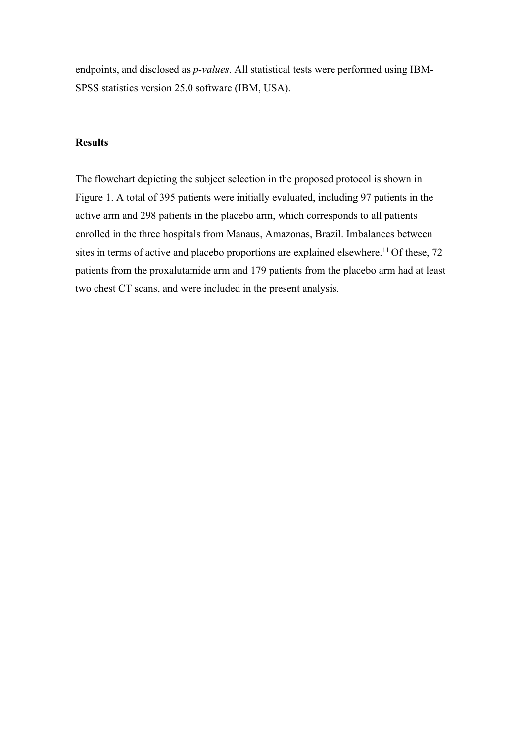endpoints, and disclosed as *p-values*. All statistical tests were performed using IBM-SPSS statistics version 25.0 software (IBM, USA).

## Results

The flowchart depicting the subject selection in the proposed protocol is shown in Figure 1. A total of 395 patients were initially evaluated, including 97 patients in the active arm and 298 patients in the placebo arm, which corresponds to all patients enrolled in the three hospitals from Manaus, Amazonas, Brazil. Imbalances between sites in terms of active and placebo proportions are explained elsewhere.[11] Of these, 72 patients from the proxalutamide arm and 179 patients from the placebo arm had at least two chest CT scans, and were included in the present analysis.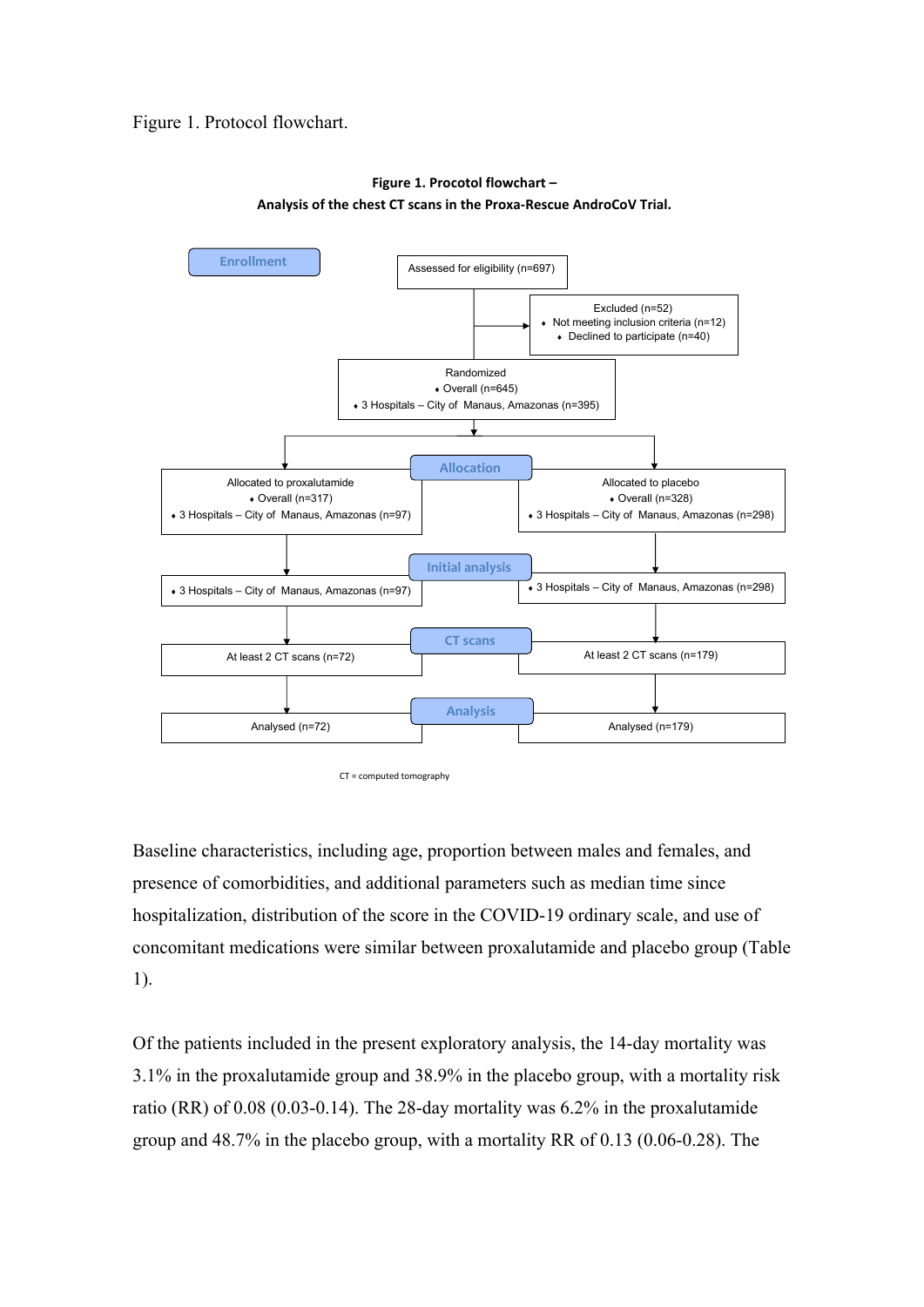Figure 1. Protocol flowchart.

**Figure 1. Procotol flowchart –**
**Analysis of the chest CT scans in the Proxa-Rescue AndroCoV Trial.**

**Enrollment**

Assessed for eligibility (n=697)

Excluded (n=52)
- Not meeting inclusion criteria (n=12)
- Declined to participate (n=40)

Randomized
- Overall (n=645)
- 3 Hospitals – City of Manaus, Amazonas (n=395)

**Allocation**

| Allocated to proxalutamide | Allocated to placebo |
|---|---|
| Overall (n=317); 3 Hospitals – City of Manaus, Amazonas (n=97) | Overall (n=328); 3 Hospitals – City of Manaus, Amazonas (n=298) |

**Initial analysis**

| Proxalutamide | Placebo |
|---|---|
| 3 Hospitals – City of Manaus, Amazonas (n=97) | 3 Hospitals – City of Manaus, Amazonas (n=298) |

**CT scans**

| Proxalutamide | Placebo |
|---|---|
| At least 2 CT scans (n=72) | At least 2 CT scans (n=179) |

**Analysis**

| Proxalutamide | Placebo |
|---|---|
| Analysed (n=72) | Analysed (n=179) |

CT = computed tomography

Baseline characteristics, including age, proportion between males and females, and presence of comorbidities, and additional parameters such as median time since hospitalization, distribution of the score in the COVID-19 ordinary scale, and use of concomitant medications were similar between proxalutamide and placebo group (Table 1).

Of the patients included in the present exploratory analysis, the 14-day mortality was 3.1% in the proxalutamide group and 38.9% in the placebo group, with a mortality risk ratio (RR) of 0.08 (0.03-0.14). The 28-day mortality was 6.2% in the proxalutamide group and 48.7% in the placebo group, with a mortality RR of 0.13 (0.06-0.28). The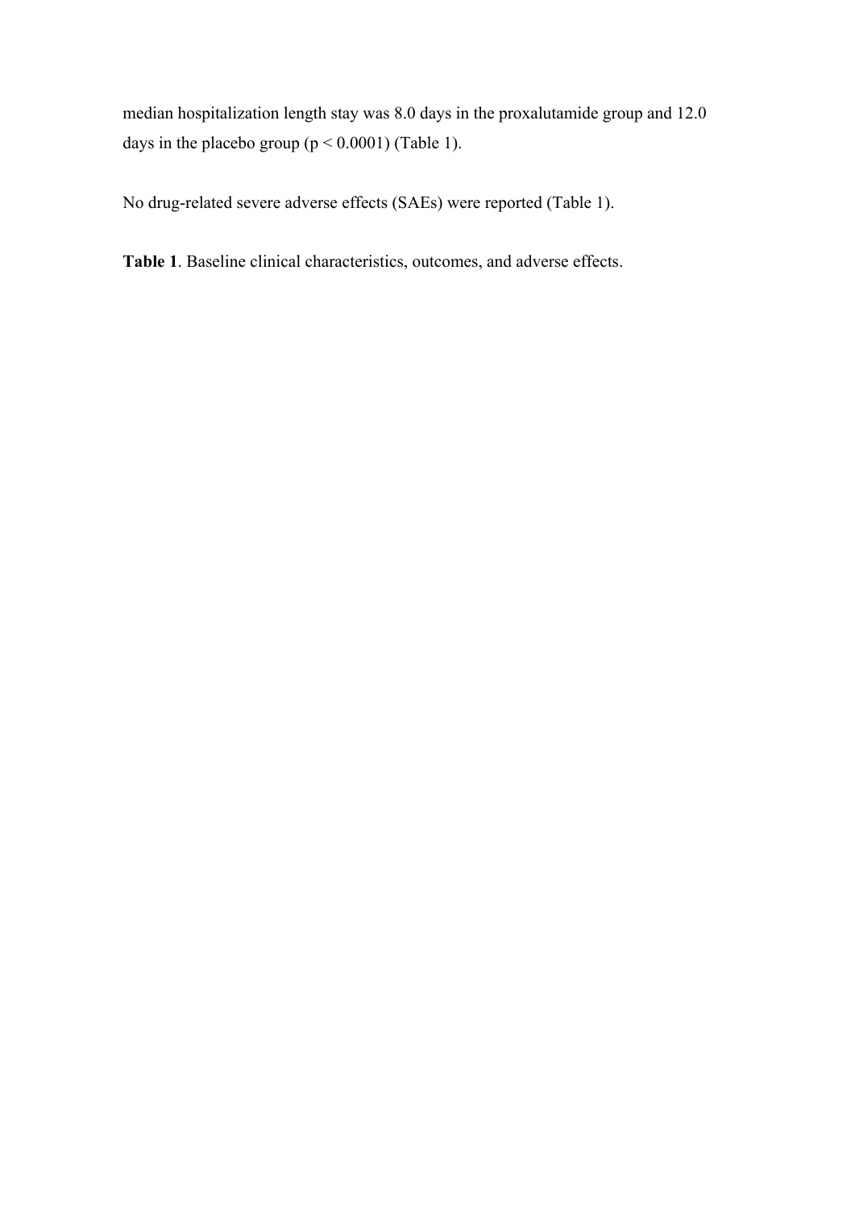median hospitalization length stay was 8.0 days in the proxalutamide group and 12.0 days in the placebo group ($p < 0.0001$) (Table 1).

No drug-related severe adverse effects (SAEs) were reported (Table 1).

**Table 1**. Baseline clinical characteristics, outcomes, and adverse effects.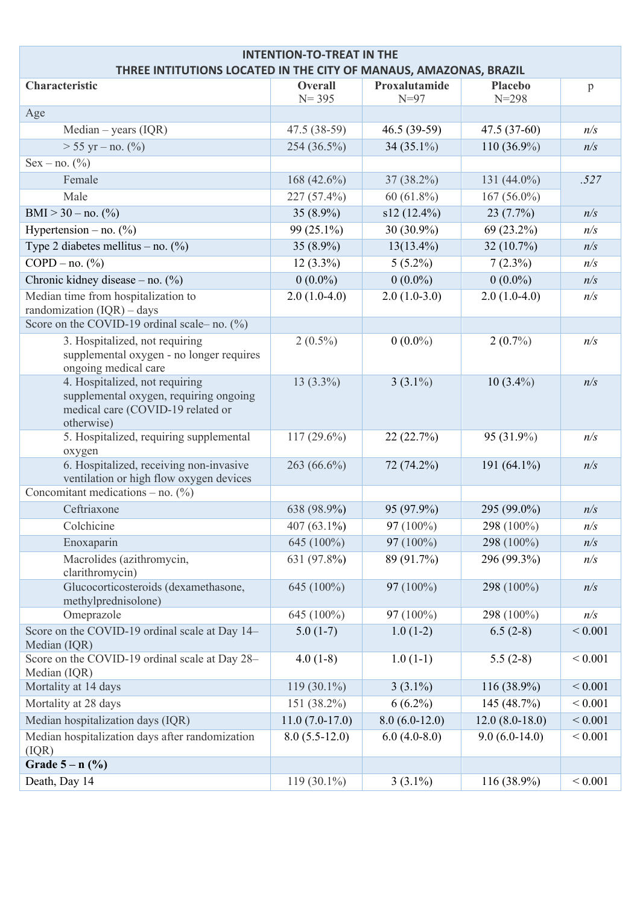| INTENTION-TO-TREAT IN THE THREE INTITUTIONS LOCATED IN THE CITY OF MANAUS, AMAZONAS, BRAZIL | | | | |
|---|---|---|---|---|
| **Characteristic** | **Overall** N= 395 | **Proxalutamide** N=97 | **Placebo** N=298 | p |
| Age | | | | |
| Median – years (IQR) | 47.5 (38-59) | 46.5 (39-59) | 47.5 (37-60) | *n/s* |
| > 55 yr – no. (%) | 254 (36.5%) | 34 (35.1%) | 110 (36.9%) | *n/s* |
| Sex – no. (%) | | | | |
| Female | 168 (42.6%) | 37 (38.2%) | 131 (44.0%) | *.527* |
| Male | 227 (57.4%) | 60 (61.8%) | 167 (56.0%) | |
| BMI > 30 – no. (%) | 35 (8.9%) | s12 (12.4%) | 23 (7.7%) | *n/s* |
| Hypertension – no. (%) | 99 (25.1%) | 30 (30.9%) | 69 (23.2%) | *n/s* |
| Type 2 diabetes mellitus – no. (%) | 35 (8.9%) | 13(13.4%) | 32 (10.7%) | *n/s* |
| COPD – no. (%) | 12 (3.3%) | 5 (5.2%) | 7 (2.3%) | *n/s* |
| Chronic kidney disease – no. (%) | 0 (0.0%) | 0 (0.0%) | 0 (0.0%) | *n/s* |
| Median time from hospitalization to randomization (IQR) – days | 2.0 (1.0-4.0) | 2.0 (1.0-3.0) | 2.0 (1.0-4.0) | *n/s* |
| Score on the COVID-19 ordinal scale– no. (%) | | | | |
| 3. Hospitalized, not requiring supplemental oxygen - no longer requires ongoing medical care | 2 (0.5%) | 0 (0.0%) | 2 (0.7%) | *n/s* |
| 4. Hospitalized, not requiring supplemental oxygen, requiring ongoing medical care (COVID-19 related or otherwise) | 13 (3.3%) | 3 (3.1%) | 10 (3.4%) | *n/s* |
| 5. Hospitalized, requiring supplemental oxygen | 117 (29.6%) | 22 (22.7%) | 95 (31.9%) | *n/s* |
| 6. Hospitalized, receiving non-invasive ventilation or high flow oxygen devices | 263 (66.6%) | 72 (74.2%) | 191 (64.1%) | *n/s* |
| Concomitant medications – no. (%) | | | | |
| Ceftriaxone | 638 (98.9%) | 95 (97.9%) | 295 (99.0%) | *n/s* |
| Colchicine | 407 (63.1%) | 97 (100%) | 298 (100%) | *n/s* |
| Enoxaparin | 645 (100%) | 97 (100%) | 298 (100%) | *n/s* |
| Macrolides (azithromycin, clarithromycin) | 631 (97.8%) | 89 (91.7%) | 296 (99.3%) | *n/s* |
| Glucocorticosteroids (dexamethasone, methylprednisolone) | 645 (100%) | 97 (100%) | 298 (100%) | *n/s* |
| Omeprazole | 645 (100%) | 97 (100%) | 298 (100%) | *n/s* |
| Score on the COVID-19 ordinal scale at Day 14– Median (IQR) | 5.0 (1-7) | 1.0 (1-2) | 6.5 (2-8) | < 0.001 |
| Score on the COVID-19 ordinal scale at Day 28– Median (IQR) | 4.0 (1-8) | 1.0 (1-1) | 5.5 (2-8) | < 0.001 |
| Mortality at 14 days | 119 (30.1%) | 3 (3.1%) | 116 (38.9%) | < 0.001 |
| Mortality at 28 days | 151 (38.2%) | 6 (6.2%) | 145 (48.7%) | < 0.001 |
| Median hospitalization days (IQR) | 11.0 (7.0-17.0) | 8.0 (6.0-12.0) | 12.0 (8.0-18.0) | < 0.001 |
| Median hospitalization days after randomization (IQR) | 8.0 (5.5-12.0) | 6.0 (4.0-8.0) | 9.0 (6.0-14.0) | < 0.001 |
| **Grade 5 – n (%)** | | | | |
| Death, Day 14 | 119 (30.1%) | 3 (3.1%) | 116 (38.9%) | < 0.001 |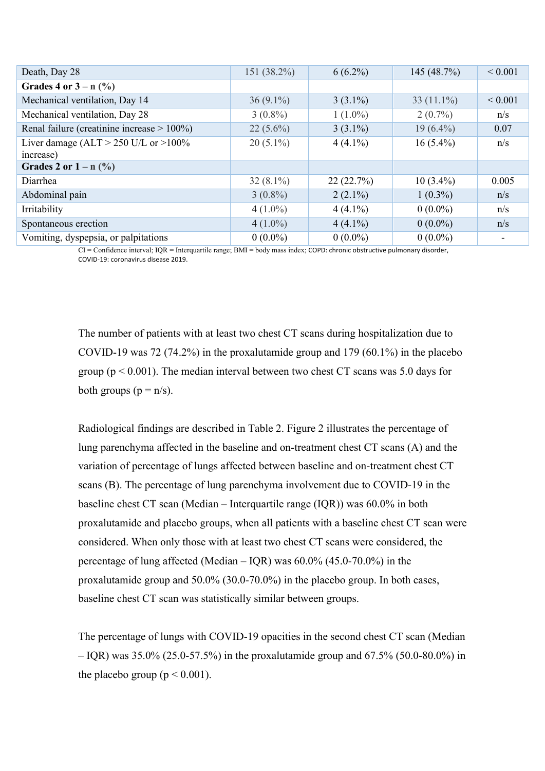| | | | | |
|---|---|---|---|---|
| Death, Day 28 | 151 (38.2%) | 6 (6.2%) | 145 (48.7%) | < 0.001 |
| **Grades 4 or 3 – n (%)** | | | | |
| Mechanical ventilation, Day 14 | 36 (9.1%) | 3 (3.1%) | 33 (11.1%) | < 0.001 |
| Mechanical ventilation, Day 28 | 3 (0.8%) | 1 (1.0%) | 2 (0.7%) | n/s |
| Renal failure (creatinine increase > 100%) | 22 (5.6%) | 3 (3.1%) | 19 (6.4%) | 0.07 |
| Liver damage (ALT > 250 U/L or >100% increase) | 20 (5.1%) | 4 (4.1%) | 16 (5.4%) | n/s |
| **Grades 2 or 1 – n (%)** | | | | |
| Diarrhea | 32 (8.1%) | 22 (22.7%) | 10 (3.4%) | 0.005 |
| Abdominal pain | 3 (0.8%) | 2 (2.1%) | 1 (0.3%) | n/s |
| Irritability | 4 (1.0%) | 4 (4.1%) | 0 (0.0%) | n/s |
| Spontaneous erection | 4 (1.0%) | 4 (4.1%) | 0 (0.0%) | n/s |
| Vomiting, dyspepsia, or palpitations | 0 (0.0%) | 0 (0.0%) | 0 (0.0%) | - |

CI = Confidence interval; IQR = Interquartile range; BMI = body mass index; COPD: chronic obstructive pulmonary disorder, COVID-19: coronavirus disease 2019.

The number of patients with at least two chest CT scans during hospitalization due to COVID-19 was 72 (74.2%) in the proxalutamide group and 179 (60.1%) in the placebo group ($p < 0.001$). The median interval between two chest CT scans was 5.0 days for both groups (p = n/s).

Radiological findings are described in Table 2. Figure 2 illustrates the percentage of lung parenchyma affected in the baseline and on-treatment chest CT scans (A) and the variation of percentage of lungs affected between baseline and on-treatment chest CT scans (B). The percentage of lung parenchyma involvement due to COVID-19 in the baseline chest CT scan (Median – Interquartile range (IQR)) was 60.0% in both proxalutamide and placebo groups, when all patients with a baseline chest CT scan were considered. When only those with at least two chest CT scans were considered, the percentage of lung affected (Median – IQR) was 60.0% (45.0-70.0%) in the proxalutamide group and 50.0% (30.0-70.0%) in the placebo group. In both cases, baseline chest CT scan was statistically similar between groups.

The percentage of lungs with COVID-19 opacities in the second chest CT scan (Median – IQR) was 35.0% (25.0-57.5%) in the proxalutamide group and 67.5% (50.0-80.0%) in the placebo group ($p < 0.001$).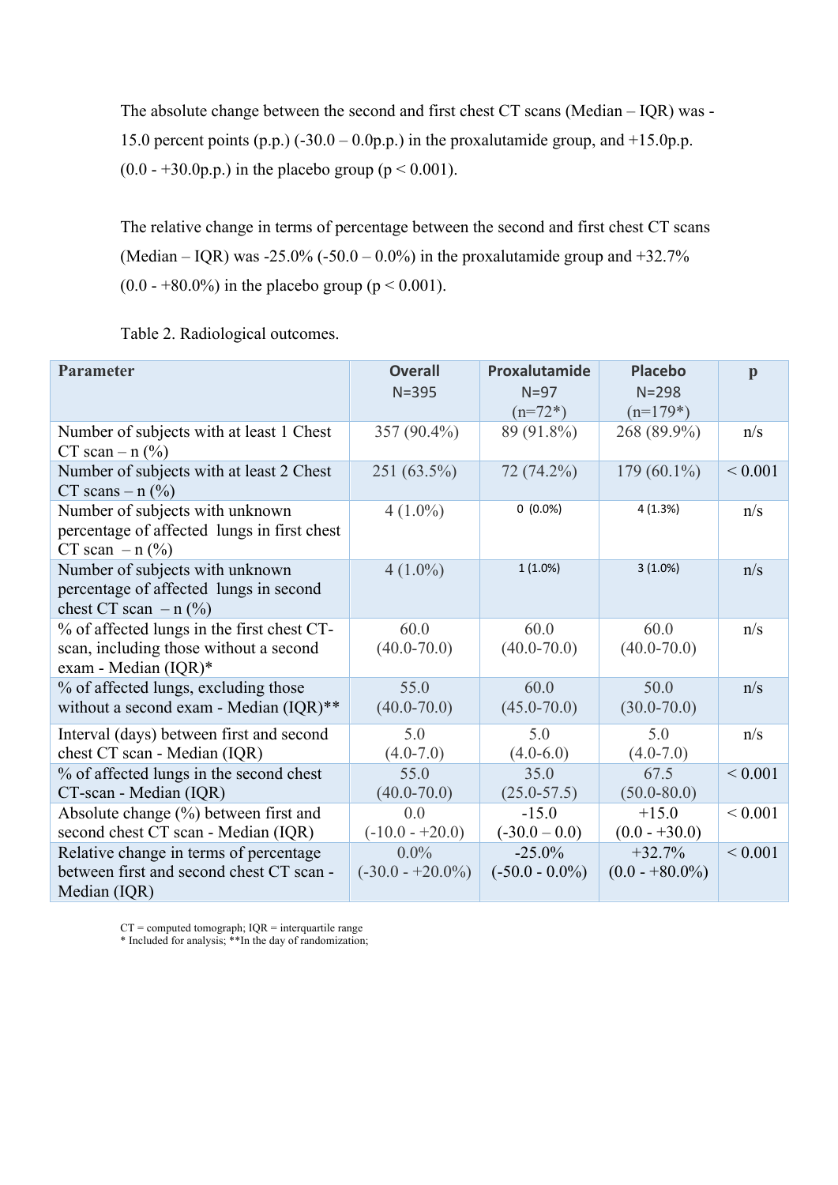The absolute change between the second and first chest CT scans (Median – IQR) was -15.0 percent points (p.p.) (-30.0 – 0.0p.p.) in the proxalutamide group, and +15.0p.p. (0.0 - +30.0p.p.) in the placebo group ($p < 0.001$).

The relative change in terms of percentage between the second and first chest CT scans (Median – IQR) was -25.0% (-50.0 – 0.0%) in the proxalutamide group and +32.7% (0.0 - +80.0%) in the placebo group ($p < 0.001$).

Table 2. Radiological outcomes.

| Parameter | Overall N=395 | Proxalutamide N=97 (n=72*) | Placebo N=298 (n=179*) | p |
|---|---|---|---|---|
| Number of subjects with at least 1 Chest CT scan – n (%) | 357 (90.4%) | 89 (91.8%) | 268 (89.9%) | n/s |
| Number of subjects with at least 2 Chest CT scans – n (%) | 251 (63.5%) | 72 (74.2%) | 179 (60.1%) | < 0.001 |
| Number of subjects with unknown percentage of affected lungs in first chest CT scan – n (%) | 4 (1.0%) | 0 (0.0%) | 4 (1.3%) | n/s |
| Number of subjects with unknown percentage of affected lungs in second chest CT scan – n (%) | 4 (1.0%) | 1 (1.0%) | 3 (1.0%) | n/s |
| % of affected lungs in the first chest CT-scan, including those without a second exam - Median (IQR)* | 60.0 (40.0-70.0) | 60.0 (40.0-70.0) | 60.0 (40.0-70.0) | n/s |
| % of affected lungs, excluding those without a second exam - Median (IQR)** | 55.0 (40.0-70.0) | 60.0 (45.0-70.0) | 50.0 (30.0-70.0) | n/s |
| Interval (days) between first and second chest CT scan - Median (IQR) | 5.0 (4.0-7.0) | 5.0 (4.0-6.0) | 5.0 (4.0-7.0) | n/s |
| % of affected lungs in the second chest CT-scan - Median (IQR) | 55.0 (40.0-70.0) | 35.0 (25.0-57.5) | 67.5 (50.0-80.0) | < 0.001 |
| Absolute change (%) between first and second chest CT scan - Median (IQR) | 0.0 (-10.0 - +20.0) | -15.0 (-30.0 – 0.0) | +15.0 (0.0 - +30.0) | < 0.001 |
| Relative change in terms of percentage between first and second chest CT scan - Median (IQR) | 0.0% (-30.0 - +20.0%) | -25.0% (-50.0 - 0.0%) | +32.7% (0.0 - +80.0%) | < 0.001 |

CT = computed tomograph; IQR = interquartile range
* Included for analysis; **In the day of randomization;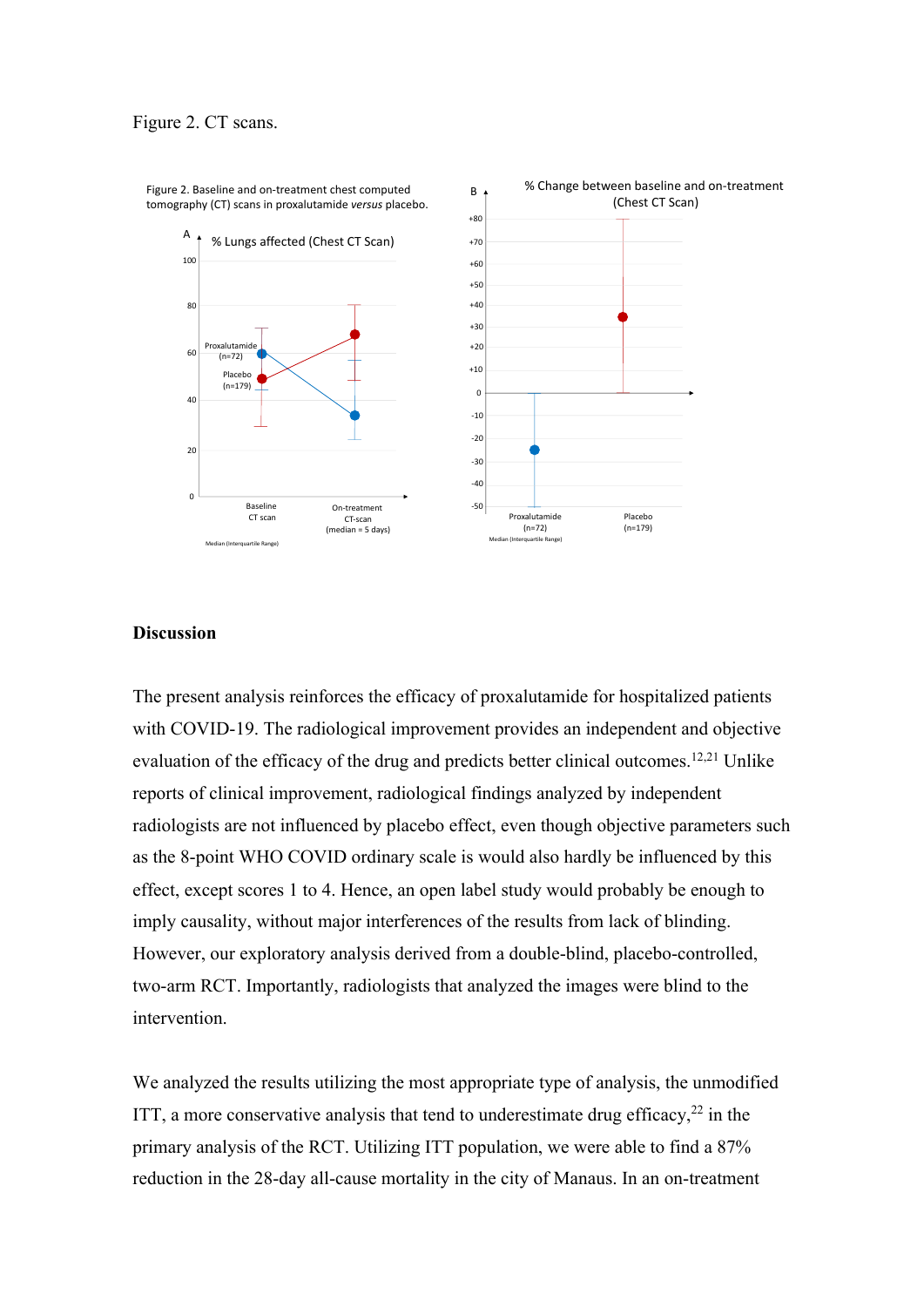Figure 2. CT scans.

Figure 2. Baseline and on-treatment chest computed tomography (CT) scans in proxalutamide *versus* placebo.

## Discussion

The present analysis reinforces the efficacy of proxalutamide for hospitalized patients with COVID-19. The radiological improvement provides an independent and objective evaluation of the efficacy of the drug and predicts better clinical outcomes.[12,21] Unlike reports of clinical improvement, radiological findings analyzed by independent radiologists are not influenced by placebo effect, even though objective parameters such as the 8-point WHO COVID ordinary scale is would also hardly be influenced by this effect, except scores 1 to 4. Hence, an open label study would probably be enough to imply causality, without major interferences of the results from lack of blinding. However, our exploratory analysis derived from a double-blind, placebo-controlled, two-arm RCT. Importantly, radiologists that analyzed the images were blind to the intervention.

We analyzed the results utilizing the most appropriate type of analysis, the unmodified ITT, a more conservative analysis that tend to underestimate drug efficacy,[22] in the primary analysis of the RCT. Utilizing ITT population, we were able to find a 87% reduction in the 28-day all-cause mortality in the city of Manaus. In an on-treatment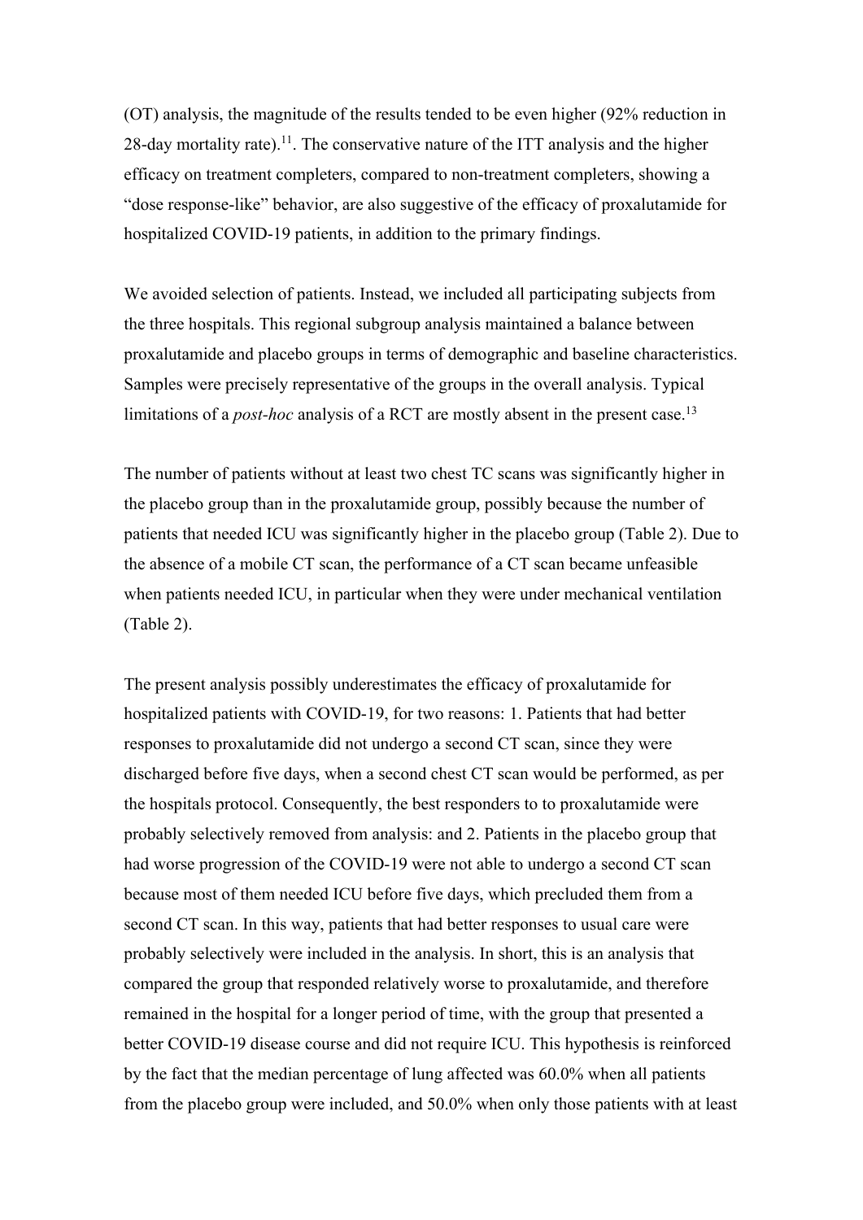(OT) analysis, the magnitude of the results tended to be even higher (92% reduction in 28-day mortality rate).[11]. The conservative nature of the ITT analysis and the higher efficacy on treatment completers, compared to non-treatment completers, showing a "dose response-like" behavior, are also suggestive of the efficacy of proxalutamide for hospitalized COVID-19 patients, in addition to the primary findings.

We avoided selection of patients. Instead, we included all participating subjects from the three hospitals. This regional subgroup analysis maintained a balance between proxalutamide and placebo groups in terms of demographic and baseline characteristics. Samples were precisely representative of the groups in the overall analysis. Typical limitations of a *post-hoc* analysis of a RCT are mostly absent in the present case.[13]

The number of patients without at least two chest TC scans was significantly higher in the placebo group than in the proxalutamide group, possibly because the number of patients that needed ICU was significantly higher in the placebo group (Table 2). Due to the absence of a mobile CT scan, the performance of a CT scan became unfeasible when patients needed ICU, in particular when they were under mechanical ventilation (Table 2).

The present analysis possibly underestimates the efficacy of proxalutamide for hospitalized patients with COVID-19, for two reasons: 1. Patients that had better responses to proxalutamide did not undergo a second CT scan, since they were discharged before five days, when a second chest CT scan would be performed, as per the hospitals protocol. Consequently, the best responders to to proxalutamide were probably selectively removed from analysis: and 2. Patients in the placebo group that had worse progression of the COVID-19 were not able to undergo a second CT scan because most of them needed ICU before five days, which precluded them from a second CT scan. In this way, patients that had better responses to usual care were probably selectively were included in the analysis. In short, this is an analysis that compared the group that responded relatively worse to proxalutamide, and therefore remained in the hospital for a longer period of time, with the group that presented a better COVID-19 disease course and did not require ICU. This hypothesis is reinforced by the fact that the median percentage of lung affected was 60.0% when all patients from the placebo group were included, and 50.0% when only those patients with at least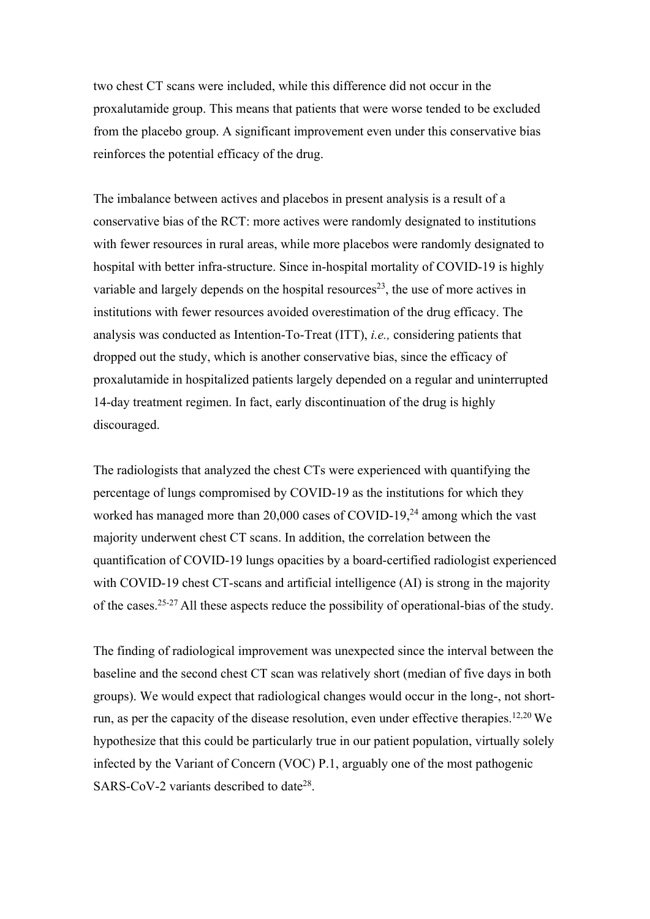two chest CT scans were included, while this difference did not occur in the proxalutamide group. This means that patients that were worse tended to be excluded from the placebo group. A significant improvement even under this conservative bias reinforces the potential efficacy of the drug.

The imbalance between actives and placebos in present analysis is a result of a conservative bias of the RCT: more actives were randomly designated to institutions with fewer resources in rural areas, while more placebos were randomly designated to hospital with better infra-structure. Since in-hospital mortality of COVID-19 is highly variable and largely depends on the hospital resources[23], the use of more actives in institutions with fewer resources avoided overestimation of the drug efficacy. The analysis was conducted as Intention-To-Treat (ITT), *i.e.,* considering patients that dropped out the study, which is another conservative bias, since the efficacy of proxalutamide in hospitalized patients largely depended on a regular and uninterrupted 14-day treatment regimen. In fact, early discontinuation of the drug is highly discouraged.

The radiologists that analyzed the chest CTs were experienced with quantifying the percentage of lungs compromised by COVID-19 as the institutions for which they worked has managed more than 20,000 cases of COVID-19,[24] among which the vast majority underwent chest CT scans. In addition, the correlation between the quantification of COVID-19 lungs opacities by a board-certified radiologist experienced with COVID-19 chest CT-scans and artificial intelligence (AI) is strong in the majority of the cases.[25-27] All these aspects reduce the possibility of operational-bias of the study.

The finding of radiological improvement was unexpected since the interval between the baseline and the second chest CT scan was relatively short (median of five days in both groups). We would expect that radiological changes would occur in the long-, not short-run, as per the capacity of the disease resolution, even under effective therapies.[12,20] We hypothesize that this could be particularly true in our patient population, virtually solely infected by the Variant of Concern (VOC) P.1, arguably one of the most pathogenic SARS-CoV-2 variants described to date[28].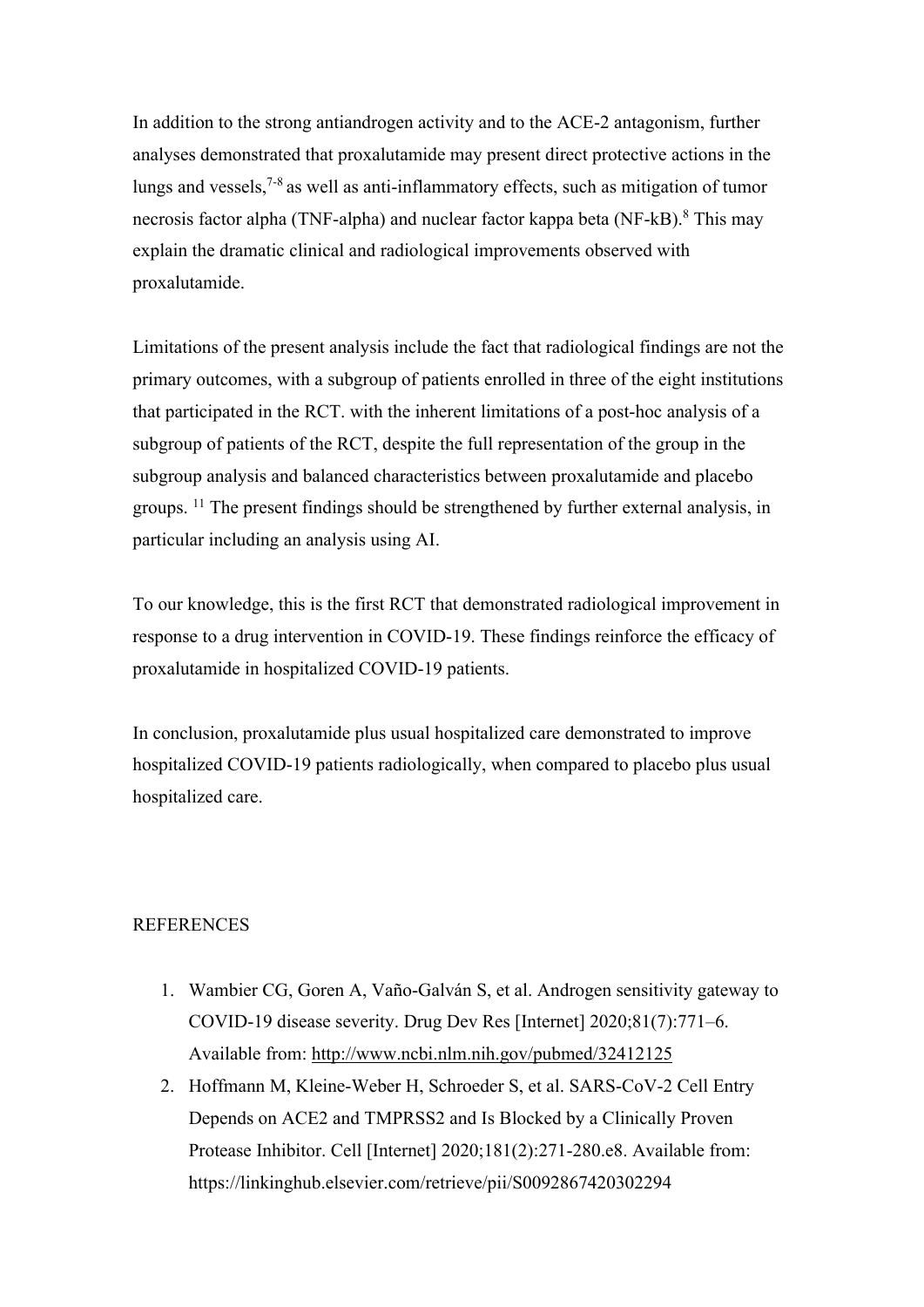In addition to the strong antiandrogen activity and to the ACE-2 antagonism, further analyses demonstrated that proxalutamide may present direct protective actions in the lungs and vessels,[7-8] as well as anti-inflammatory effects, such as mitigation of tumor necrosis factor alpha (TNF-alpha) and nuclear factor kappa beta (NF-kB).[8] This may explain the dramatic clinical and radiological improvements observed with proxalutamide.

Limitations of the present analysis include the fact that radiological findings are not the primary outcomes, with a subgroup of patients enrolled in three of the eight institutions that participated in the RCT. with the inherent limitations of a post-hoc analysis of a subgroup of patients of the RCT, despite the full representation of the group in the subgroup analysis and balanced characteristics between proxalutamide and placebo groups. [11] The present findings should be strengthened by further external analysis, in particular including an analysis using AI.

To our knowledge, this is the first RCT that demonstrated radiological improvement in response to a drug intervention in COVID-19. These findings reinforce the efficacy of proxalutamide in hospitalized COVID-19 patients.

In conclusion, proxalutamide plus usual hospitalized care demonstrated to improve hospitalized COVID-19 patients radiologically, when compared to placebo plus usual hospitalized care.

## REFERENCES

1. Wambier CG, Goren A, Vaño-Galván S, et al. Androgen sensitivity gateway to COVID-19 disease severity. Drug Dev Res [Internet] 2020;81(7):771–6. Available from: http://www.ncbi.nlm.nih.gov/pubmed/32412125
2. Hoffmann M, Kleine-Weber H, Schroeder S, et al. SARS-CoV-2 Cell Entry Depends on ACE2 and TMPRSS2 and Is Blocked by a Clinically Proven Protease Inhibitor. Cell [Internet] 2020;181(2):271-280.e8. Available from: https://linkinghub.elsevier.com/retrieve/pii/S0092867420302294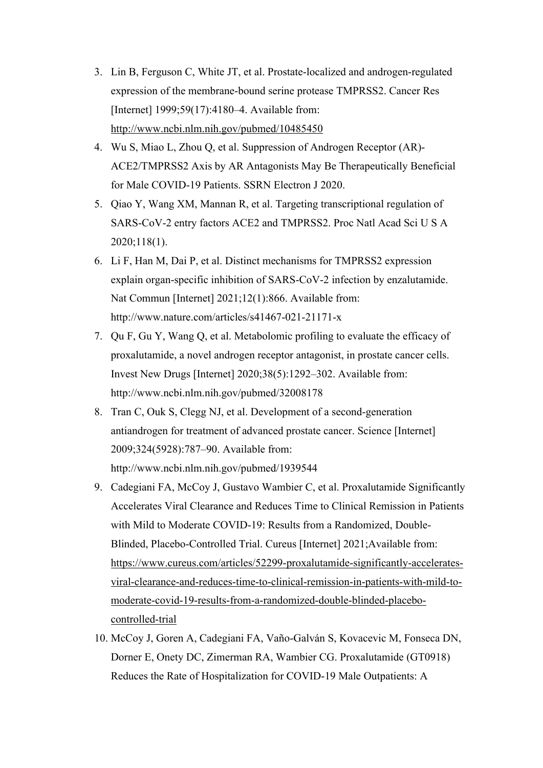3. Lin B, Ferguson C, White JT, et al. Prostate-localized and androgen-regulated expression of the membrane-bound serine protease TMPRSS2. Cancer Res [Internet] 1999;59(17):4180–4. Available from: http://www.ncbi.nlm.nih.gov/pubmed/10485450
4. Wu S, Miao L, Zhou Q, et al. Suppression of Androgen Receptor (AR)-ACE2/TMPRSS2 Axis by AR Antagonists May Be Therapeutically Beneficial for Male COVID-19 Patients. SSRN Electron J 2020.
5. Qiao Y, Wang XM, Mannan R, et al. Targeting transcriptional regulation of SARS-CoV-2 entry factors ACE2 and TMPRSS2. Proc Natl Acad Sci U S A 2020;118(1).
6. Li F, Han M, Dai P, et al. Distinct mechanisms for TMPRSS2 expression explain organ-specific inhibition of SARS-CoV-2 infection by enzalutamide. Nat Commun [Internet] 2021;12(1):866. Available from: http://www.nature.com/articles/s41467-021-21171-x
7. Qu F, Gu Y, Wang Q, et al. Metabolomic profiling to evaluate the efficacy of proxalutamide, a novel androgen receptor antagonist, in prostate cancer cells. Invest New Drugs [Internet] 2020;38(5):1292–302. Available from: http://www.ncbi.nlm.nih.gov/pubmed/32008178
8. Tran C, Ouk S, Clegg NJ, et al. Development of a second-generation antiandrogen for treatment of advanced prostate cancer. Science [Internet] 2009;324(5928):787–90. Available from: http://www.ncbi.nlm.nih.gov/pubmed/1939544
9. Cadegiani FA, McCoy J, Gustavo Wambier C, et al. Proxalutamide Significantly Accelerates Viral Clearance and Reduces Time to Clinical Remission in Patients with Mild to Moderate COVID-19: Results from a Randomized, Double-Blinded, Placebo-Controlled Trial. Cureus [Internet] 2021;Available from: https://www.cureus.com/articles/52299-proxalutamide-significantly-accelerates-viral-clearance-and-reduces-time-to-clinical-remission-in-patients-with-mild-to-moderate-covid-19-results-from-a-randomized-double-blinded-placebo-controlled-trial
10. McCoy J, Goren A, Cadegiani FA, Vaño-Galván S, Kovacevic M, Fonseca DN, Dorner E, Onety DC, Zimerman RA, Wambier CG. Proxalutamide (GT0918) Reduces the Rate of Hospitalization for COVID-19 Male Outpatients: A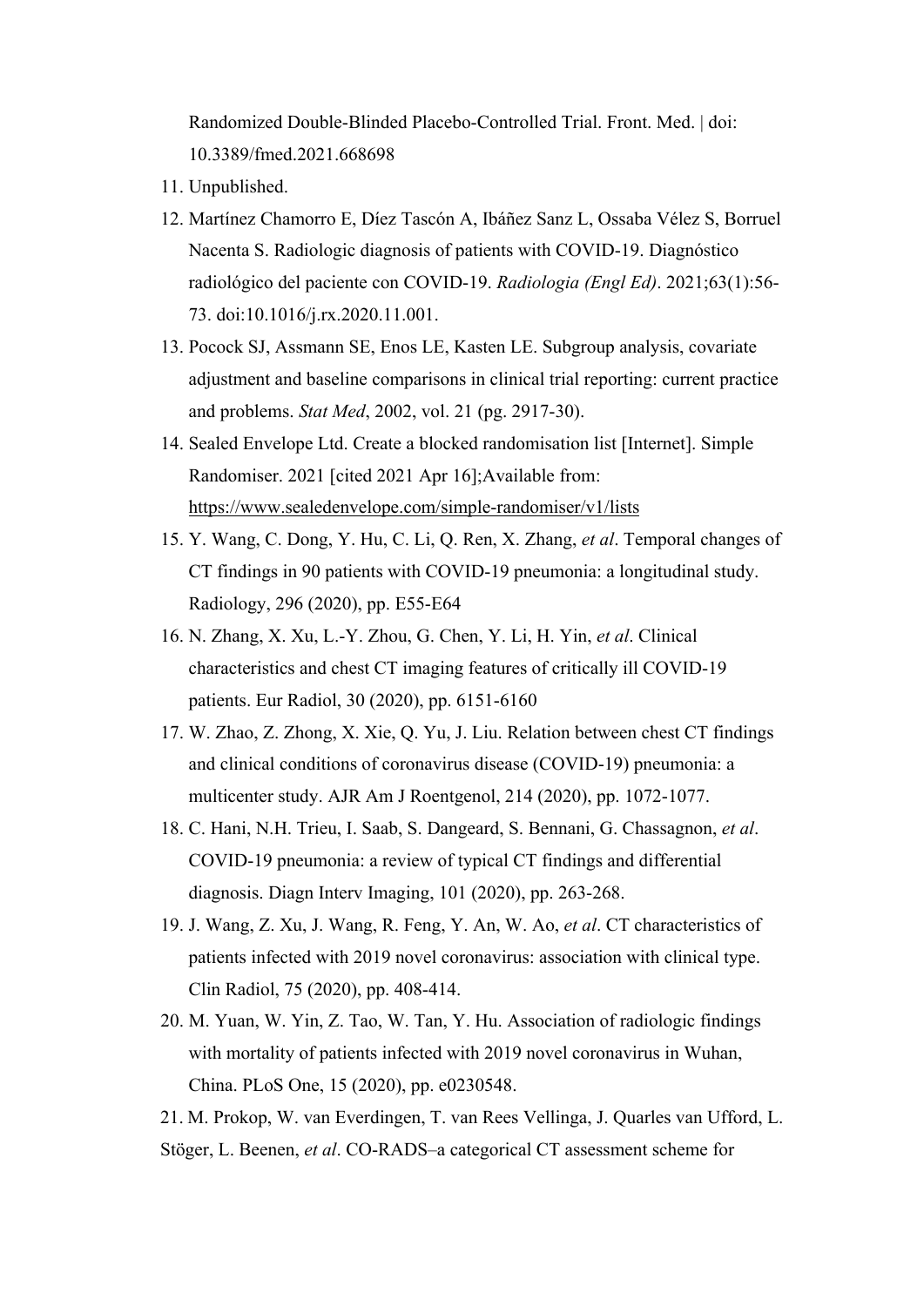Randomized Double-Blinded Placebo-Controlled Trial. Front. Med. | doi: 10.3389/fmed.2021.668698

11. Unpublished.
12. Martínez Chamorro E, Díez Tascón A, Ibáñez Sanz L, Ossaba Vélez S, Borruel Nacenta S. Radiologic diagnosis of patients with COVID-19. Diagnóstico radiológico del paciente con COVID-19. *Radiologia (Engl Ed)*. 2021;63(1):56-73. doi:10.1016/j.rx.2020.11.001.
13. Pocock SJ, Assmann SE, Enos LE, Kasten LE. Subgroup analysis, covariate adjustment and baseline comparisons in clinical trial reporting: current practice and problems. *Stat Med*, 2002, vol. 21 (pg. 2917-30).
14. Sealed Envelope Ltd. Create a blocked randomisation list [Internet]. Simple Randomiser. 2021 [cited 2021 Apr 16];Available from: https://www.sealedenvelope.com/simple-randomiser/v1/lists
15. Y. Wang, C. Dong, Y. Hu, C. Li, Q. Ren, X. Zhang, *et al*. Temporal changes of CT findings in 90 patients with COVID-19 pneumonia: a longitudinal study. Radiology, 296 (2020), pp. E55-E64
16. N. Zhang, X. Xu, L.-Y. Zhou, G. Chen, Y. Li, H. Yin, *et al*. Clinical characteristics and chest CT imaging features of critically ill COVID-19 patients. Eur Radiol, 30 (2020), pp. 6151-6160
17. W. Zhao, Z. Zhong, X. Xie, Q. Yu, J. Liu. Relation between chest CT findings and clinical conditions of coronavirus disease (COVID-19) pneumonia: a multicenter study. AJR Am J Roentgenol, 214 (2020), pp. 1072-1077.
18. C. Hani, N.H. Trieu, I. Saab, S. Dangeard, S. Bennani, G. Chassagnon, *et al*. COVID-19 pneumonia: a review of typical CT findings and differential diagnosis. Diagn Interv Imaging, 101 (2020), pp. 263-268.
19. J. Wang, Z. Xu, J. Wang, R. Feng, Y. An, W. Ao, *et al*. CT characteristics of patients infected with 2019 novel coronavirus: association with clinical type. Clin Radiol, 75 (2020), pp. 408-414.
20. M. Yuan, W. Yin, Z. Tao, W. Tan, Y. Hu. Association of radiologic findings with mortality of patients infected with 2019 novel coronavirus in Wuhan, China. PLoS One, 15 (2020), pp. e0230548.
21. M. Prokop, W. van Everdingen, T. van Rees Vellinga, J. Quarles van Ufford, L. Stöger, L. Beenen, *et al*. CO-RADS–a categorical CT assessment scheme for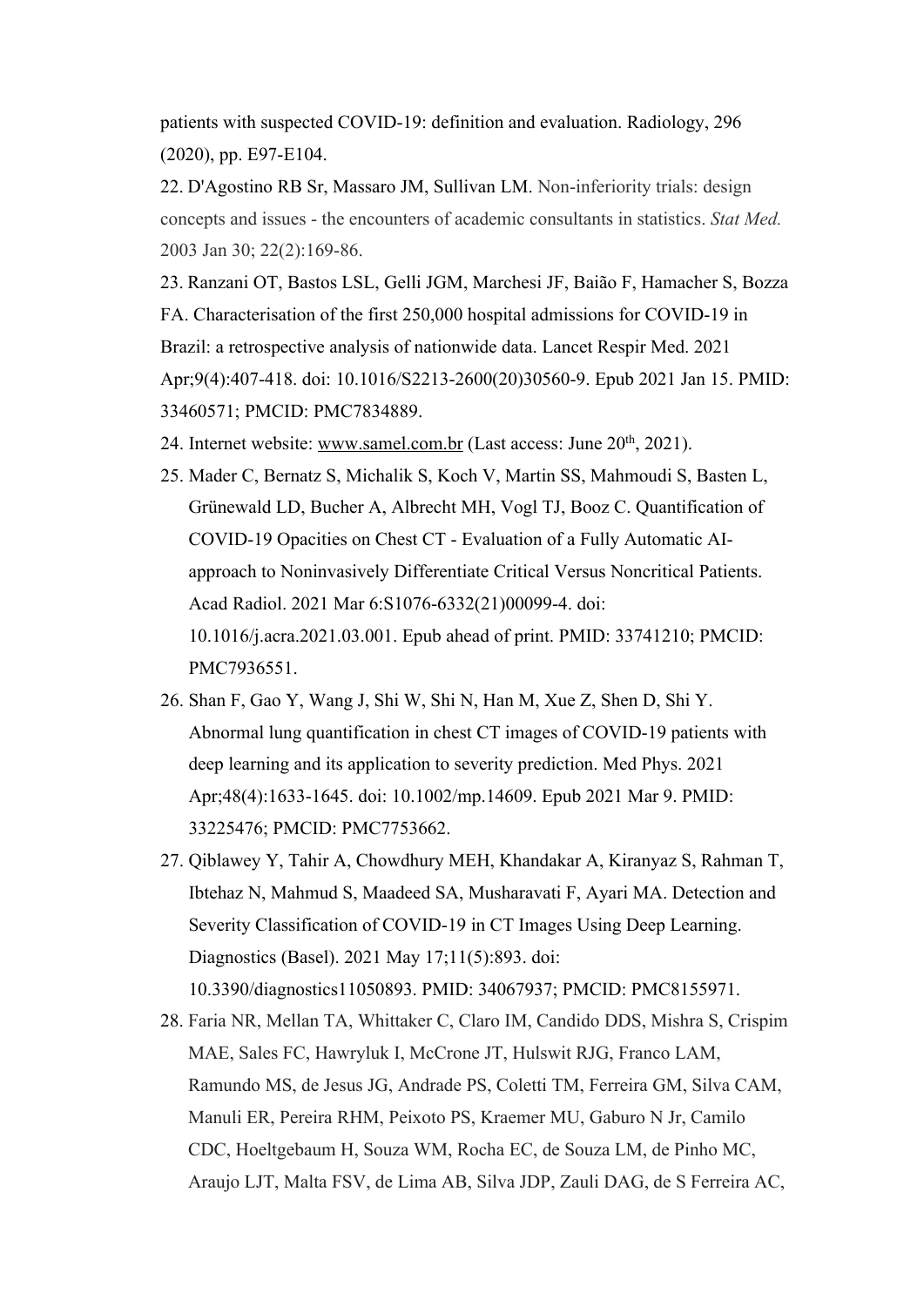patients with suspected COVID-19: definition and evaluation. Radiology, 296 (2020), pp. E97-E104.

22. D'Agostino RB Sr, Massaro JM, Sullivan LM. Non-inferiority trials: design concepts and issues - the encounters of academic consultants in statistics. *Stat Med.* 2003 Jan 30; 22(2):169-86.

23. Ranzani OT, Bastos LSL, Gelli JGM, Marchesi JF, Baião F, Hamacher S, Bozza FA. Characterisation of the first 250,000 hospital admissions for COVID-19 in Brazil: a retrospective analysis of nationwide data. Lancet Respir Med. 2021 Apr;9(4):407-418. doi: 10.1016/S2213-2600(20)30560-9. Epub 2021 Jan 15. PMID: 33460571; PMCID: PMC7834889.

24. Internet website: www.samel.com.br (Last access: June 20th, 2021).

25. Mader C, Bernatz S, Michalik S, Koch V, Martin SS, Mahmoudi S, Basten L, Grünewald LD, Bucher A, Albrecht MH, Vogl TJ, Booz C. Quantification of COVID-19 Opacities on Chest CT - Evaluation of a Fully Automatic AI-approach to Noninvasively Differentiate Critical Versus Noncritical Patients. Acad Radiol. 2021 Mar 6:S1076-6332(21)00099-4. doi: 10.1016/j.acra.2021.03.001. Epub ahead of print. PMID: 33741210; PMCID: PMC7936551.

26. Shan F, Gao Y, Wang J, Shi W, Shi N, Han M, Xue Z, Shen D, Shi Y. Abnormal lung quantification in chest CT images of COVID-19 patients with deep learning and its application to severity prediction. Med Phys. 2021 Apr;48(4):1633-1645. doi: 10.1002/mp.14609. Epub 2021 Mar 9. PMID: 33225476; PMCID: PMC7753662.

27. Qiblawey Y, Tahir A, Chowdhury MEH, Khandakar A, Kiranyaz S, Rahman T, Ibtehaz N, Mahmud S, Maadeed SA, Musharavati F, Ayari MA. Detection and Severity Classification of COVID-19 in CT Images Using Deep Learning. Diagnostics (Basel). 2021 May 17;11(5):893. doi: 10.3390/diagnostics11050893. PMID: 34067937; PMCID: PMC8155971.

28. Faria NR, Mellan TA, Whittaker C, Claro IM, Candido DDS, Mishra S, Crispim MAE, Sales FC, Hawryluk I, McCrone JT, Hulswit RJG, Franco LAM, Ramundo MS, de Jesus JG, Andrade PS, Coletti TM, Ferreira GM, Silva CAM, Manuli ER, Pereira RHM, Peixoto PS, Kraemer MU, Gaburo N Jr, Camilo CDC, Hoeltgebaum H, Souza WM, Rocha EC, de Souza LM, de Pinho MC, Araujo LJT, Malta FSV, de Lima AB, Silva JDP, Zauli DAG, de S Ferreira AC,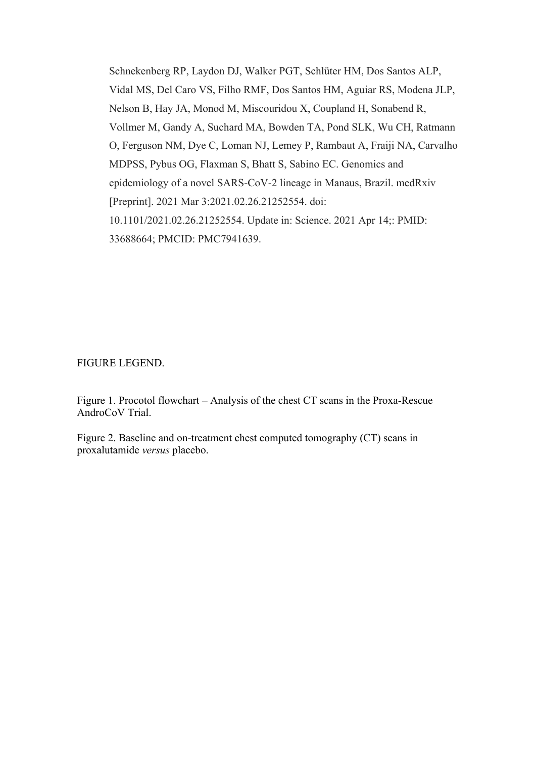Schnekenberg RP, Laydon DJ, Walker PGT, Schlüter HM, Dos Santos ALP, Vidal MS, Del Caro VS, Filho RMF, Dos Santos HM, Aguiar RS, Modena JLP, Nelson B, Hay JA, Monod M, Miscouridou X, Coupland H, Sonabend R, Vollmer M, Gandy A, Suchard MA, Bowden TA, Pond SLK, Wu CH, Ratmann O, Ferguson NM, Dye C, Loman NJ, Lemey P, Rambaut A, Fraiji NA, Carvalho MDPSS, Pybus OG, Flaxman S, Bhatt S, Sabino EC. Genomics and epidemiology of a novel SARS-CoV-2 lineage in Manaus, Brazil. medRxiv [Preprint]. 2021 Mar 3:2021.02.26.21252554. doi: 10.1101/2021.02.26.21252554. Update in: Science. 2021 Apr 14;: PMID: 33688664; PMCID: PMC7941639.

FIGURE LEGEND.

Figure 1. Procotol flowchart – Analysis of the chest CT scans in the Proxa-Rescue AndroCoV Trial.

Figure 2. Baseline and on-treatment chest computed tomography (CT) scans in proxalutamide *versus* placebo.